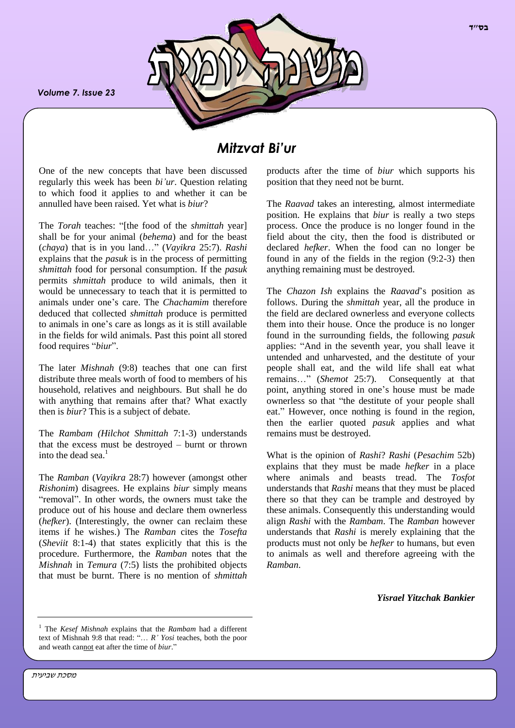# Mitzvat Bi'ur

One of the new concepts that have been discussed regularly this week has been *bi'ur*. Question relating to which food it applies to and whether it can be annulled have been raised. Yet what is *biur*?

The *Torah* teaches: "[the food of the *shmittah* year] shall be for your animal (*behema*) and for the beast (*chaya*) that is in you land…" (*Vayikra* 25:7). *Rashi* explains that the *pasuk* is in the process of permitting *shmittah* food for personal consumption. If the *pasuk* permits *shmittah* produce to wild animals, then it would be unnecessary to teach that it is permitted to animals under one's care. The *Chachamim* therefore deduced that collected *shmittah* produce is permitted to animals in one's care as longs as it is still available in the fields for wild animals. Past this point all stored food requires "*biur*".

The later *Mishnah* (9:8) teaches that one can first distribute three meals worth of food to members of his household, relatives and neighbours. But shall he do with anything that remains after that? What exactly then is *biur*? This is a subject of debate.

The *Rambam (Hilchot Shmittah* 7:1-3) understands that the excess must be destroyed – burnt or thrown into the dead sea.[1]

The *Ramban* (*Vayikra* 28:7) however (amongst other *Rishonim*) disagrees. He explains *biur* simply means "removal". In other words, the owners must take the produce out of his house and declare them ownerless (*hefker*). (Interestingly, the owner can reclaim these items if he wishes.) The *Ramban* cites the *Tosefta* (*Sheviit* 8:1-4) that states explicitly that this is the procedure. Furthermore, the *Ramban* notes that the *Mishnah* in *Temura* (7:5) lists the prohibited objects that must be burnt. There is no mention of *shmittah* products after the time of *biur* which supports his position that they need not be burnt.

The *Raavad* takes an interesting, almost intermediate position. He explains that *biur* is really a two steps process. Once the produce is no longer found in the field about the city, then the food is distributed or declared *hefker*. When the food can no longer be found in any of the fields in the region (9:2-3) then anything remaining must be destroyed.

The *Chazon Ish* explains the *Raavad*'s position as follows. During the *shmittah* year, all the produce in the field are declared ownerless and everyone collects them into their house. Once the produce is no longer found in the surrounding fields, the following *pasuk* applies: "And in the seventh year, you shall leave it untended and unharvested, and the destitute of your people shall eat, and the wild life shall eat what remains…" (*Shemot* 25:7). Consequently at that point, anything stored in one's house must be made ownerless so that "the destitute of your people shall eat." However, once nothing is found in the region, then the earlier quoted *pasuk* applies and what remains must be destroyed.

What is the opinion of *Rashi*? *Rashi* (*Pesachim* 52b) explains that they must be made *hefker* in a place where animals and beasts tread. The *Tosfot* understands that *Rashi* means that they must be placed there so that they can be trample and destroyed by these animals. Consequently this understanding would align *Rashi* with the *Rambam*. The *Ramban* however understands that *Rashi* is merely explaining that the products must not only be *hefker* to humans, but even to animals as well and therefore agreeing with the *Ramban*.

***Yisrael Yitzchak Bankier***

---

[1] The *Kesef Mishnah* explains that the *Rambam* had a different text of Mishnah 9:8 that read: "… *R' Yosi* teaches, both the poor and weath can<u>not</u> eat after the time of *biur*."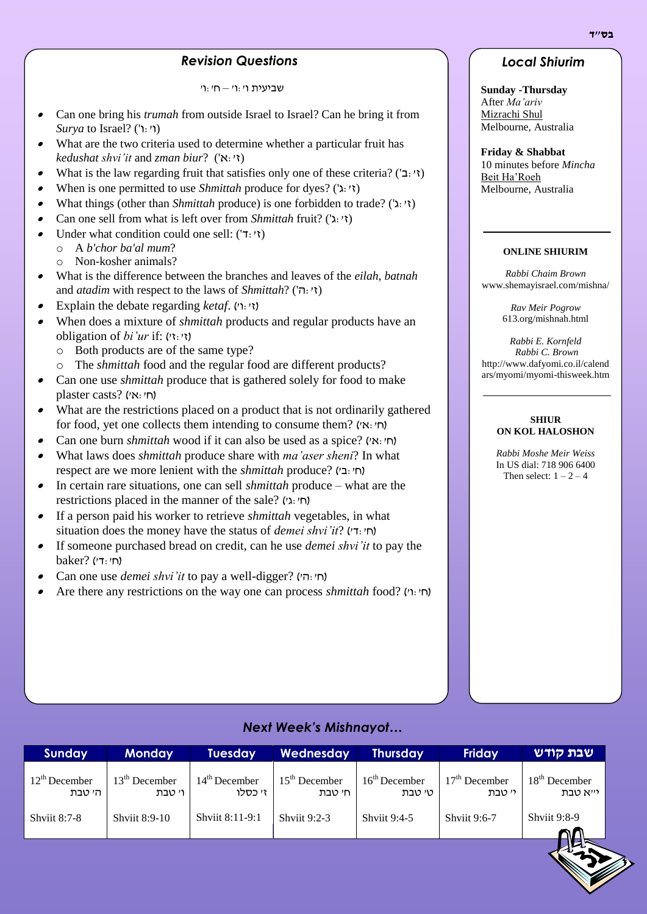## Revision Questions

שביעית ו׳:ו׳ – ח׳:ו׳

- Can one bring his *trumah* from outside Israel to Israel? Can he bring it from *Surya* to Israel? (ו׳:ו׳)
- What are the two criteria used to determine whether a particular fruit has *kedushat shvi'it* and *zman biur*? (ז׳:א׳)
- What is the law regarding fruit that satisfies only one of these criteria? (ז׳:ב׳)
- When is one permitted to use *Shmittah* produce for dyes? (ז׳:ג׳)
- What things (other than *Shmittah* produce) is one forbidden to trade? (ז׳:ג׳)
- Can one sell from what is left over from *Shmittah* fruit? (ז׳:ג׳)
- Under what condition could one sell: (ז׳:ד׳)
  - A *b'chor ba'al mum*?
  - Non-kosher animals?
- What is the difference between the branches and leaves of the *eilah*, *batnah* and *atadim* with respect to the laws of *Shmittah*? (ז׳:ה׳)
- Explain the debate regarding *ketaf*. (ז׳:ו׳)
- When does a mixture of *shmittah* products and regular products have an obligation of *bi'ur* if: (ז׳:ז׳)
  - Both products are of the same type?
  - The *shmittah* food and the regular food are different products?
- Can one use *shmittah* produce that is gathered solely for food to make plaster casts? (ח׳:א׳)
- What are the restrictions placed on a product that is not ordinarily gathered for food, yet one collects them intending to consume them? (ח׳:א׳)
- Can one burn *shmittah* wood if it can also be used as a spice? (ח׳:א׳)
- What laws does *shmittah* produce share with *ma'aser sheni*? In what respect are we more lenient with the *shmittah* produce? (ח׳:ב׳)
- In certain rare situations, one can sell *shmittah* produce – what are the restrictions placed in the manner of the sale? (ח׳:ג׳)
- If a person paid his worker to retrieve *shmittah* vegetables, in what situation does the money have the status of *demei shvi'it*? (ח׳:ד׳)
- If someone purchased bread on credit, can he use *demei shvi'it* to pay the baker? (ח׳:ד׳)
- Can one use *demei shvi'it* to pay a well-digger? (ח׳:ה׳)
- Are there any restrictions on the way one can process *shmittah* food? (ח׳:ו׳)

## Local Shiurim

**Sunday -Thursday**
After *Ma'ariv*
Mizrachi Shul
Melbourne, Australia

**Friday & Shabbat**
10 minutes before *Mincha*
Beit Ha'Roeh
Melbourne, Australia

**ONLINE SHIURIM**

*Rabbi Chaim Brown*
www.shemayisrael.com/mishna/

*Rav Meir Pogrow*
613.org/mishnah.html

*Rabbi E. Kornfeld*
*Rabbi C. Brown*
http://www.dafyomi.co.il/calendars/myomi/myomi-thisweek.htm

**SHIUR ON KOL HALOSHON**

*Rabbi Moshe Meir Weiss*
In US dial: 718 906 6400
Then select: 1 – 2 – 4

## Next Week's Mishnayot…

| Sunday | Monday | Tuesday | Wednesday | Thursday | Friday | שבת קודש |
|---|---|---|---|---|---|---|
| 12th December ה׳ טבת | 13th December ו׳ טבת | 14th December ז׳ כסלו | 15th December ח׳ טבת | 16th December ט׳ טבת | 17th December י׳ טבת | 18th December י״א טבת |
| Shviit 8:7-8 | Shviit 8:9-10 | Shviit 8:11-9:1 | Shviit 9:2-3 | Shviit 9:4-5 | Shviit 9:6-7 | Shviit 9:8-9 |